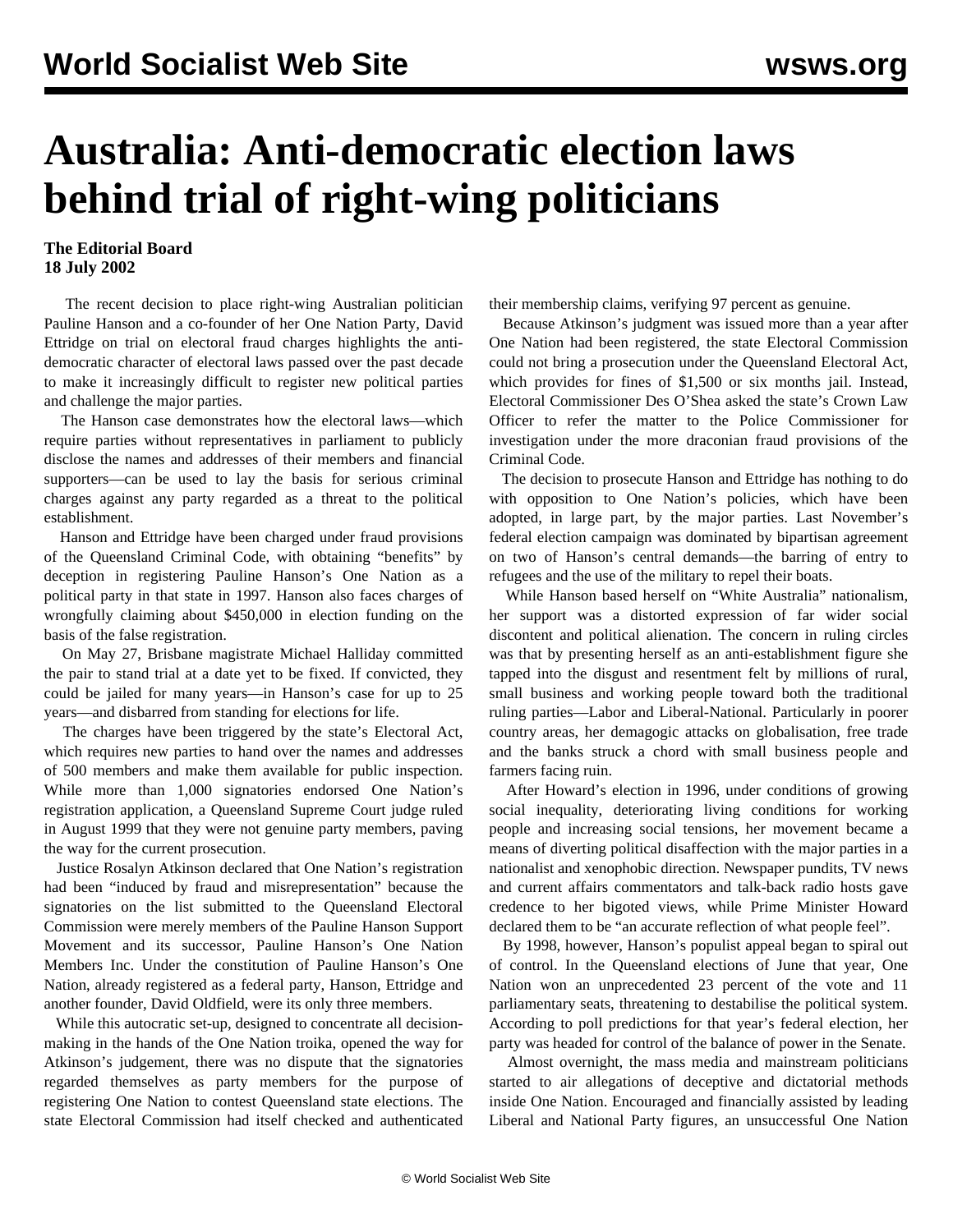# Australia: Anti-democratic election laws behind trial of right-wing politicians

**The Editorial Board**
**18 July 2002**

The recent decision to place right-wing Australian politician Pauline Hanson and a co-founder of her One Nation Party, David Ettridge on trial on electoral fraud charges highlights the anti-democratic character of electoral laws passed over the past decade to make it increasingly difficult to register new political parties and challenge the major parties.

The Hanson case demonstrates how the electoral laws—which require parties without representatives in parliament to publicly disclose the names and addresses of their members and financial supporters—can be used to lay the basis for serious criminal charges against any party regarded as a threat to the political establishment.

Hanson and Ettridge have been charged under fraud provisions of the Queensland Criminal Code, with obtaining "benefits" by deception in registering Pauline Hanson's One Nation as a political party in that state in 1997. Hanson also faces charges of wrongfully claiming about $450,000 in election funding on the basis of the false registration.

On May 27, Brisbane magistrate Michael Halliday committed the pair to stand trial at a date yet to be fixed. If convicted, they could be jailed for many years—in Hanson's case for up to 25 years—and disbarred from standing for elections for life.

The charges have been triggered by the state's Electoral Act, which requires new parties to hand over the names and addresses of 500 members and make them available for public inspection. While more than 1,000 signatories endorsed One Nation's registration application, a Queensland Supreme Court judge ruled in August 1999 that they were not genuine party members, paving the way for the current prosecution.

Justice Rosalyn Atkinson declared that One Nation's registration had been "induced by fraud and misrepresentation" because the signatories on the list submitted to the Queensland Electoral Commission were merely members of the Pauline Hanson Support Movement and its successor, Pauline Hanson's One Nation Members Inc. Under the constitution of Pauline Hanson's One Nation, already registered as a federal party, Hanson, Ettridge and another founder, David Oldfield, were its only three members.

While this autocratic set-up, designed to concentrate all decision-making in the hands of the One Nation troika, opened the way for Atkinson's judgement, there was no dispute that the signatories regarded themselves as party members for the purpose of registering One Nation to contest Queensland state elections. The state Electoral Commission had itself checked and authenticated their membership claims, verifying 97 percent as genuine.

Because Atkinson's judgment was issued more than a year after One Nation had been registered, the state Electoral Commission could not bring a prosecution under the Queensland Electoral Act, which provides for fines of $1,500 or six months jail. Instead, Electoral Commissioner Des O'Shea asked the state's Crown Law Officer to refer the matter to the Police Commissioner for investigation under the more draconian fraud provisions of the Criminal Code.

The decision to prosecute Hanson and Ettridge has nothing to do with opposition to One Nation's policies, which have been adopted, in large part, by the major parties. Last November's federal election campaign was dominated by bipartisan agreement on two of Hanson's central demands—the barring of entry to refugees and the use of the military to repel their boats.

While Hanson based herself on "White Australia" nationalism, her support was a distorted expression of far wider social discontent and political alienation. The concern in ruling circles was that by presenting herself as an anti-establishment figure she tapped into the disgust and resentment felt by millions of rural, small business and working people toward both the traditional ruling parties—Labor and Liberal-National. Particularly in poorer country areas, her demagogic attacks on globalisation, free trade and the banks struck a chord with small business people and farmers facing ruin.

After Howard's election in 1996, under conditions of growing social inequality, deteriorating living conditions for working people and increasing social tensions, her movement became a means of diverting political disaffection with the major parties in a nationalist and xenophobic direction. Newspaper pundits, TV news and current affairs commentators and talk-back radio hosts gave credence to her bigoted views, while Prime Minister Howard declared them to be "an accurate reflection of what people feel".

By 1998, however, Hanson's populist appeal began to spiral out of control. In the Queensland elections of June that year, One Nation won an unprecedented 23 percent of the vote and 11 parliamentary seats, threatening to destabilise the political system. According to poll predictions for that year's federal election, her party was headed for control of the balance of power in the Senate.

Almost overnight, the mass media and mainstream politicians started to air allegations of deceptive and dictatorial methods inside One Nation. Encouraged and financially assisted by leading Liberal and National Party figures, an unsuccessful One Nation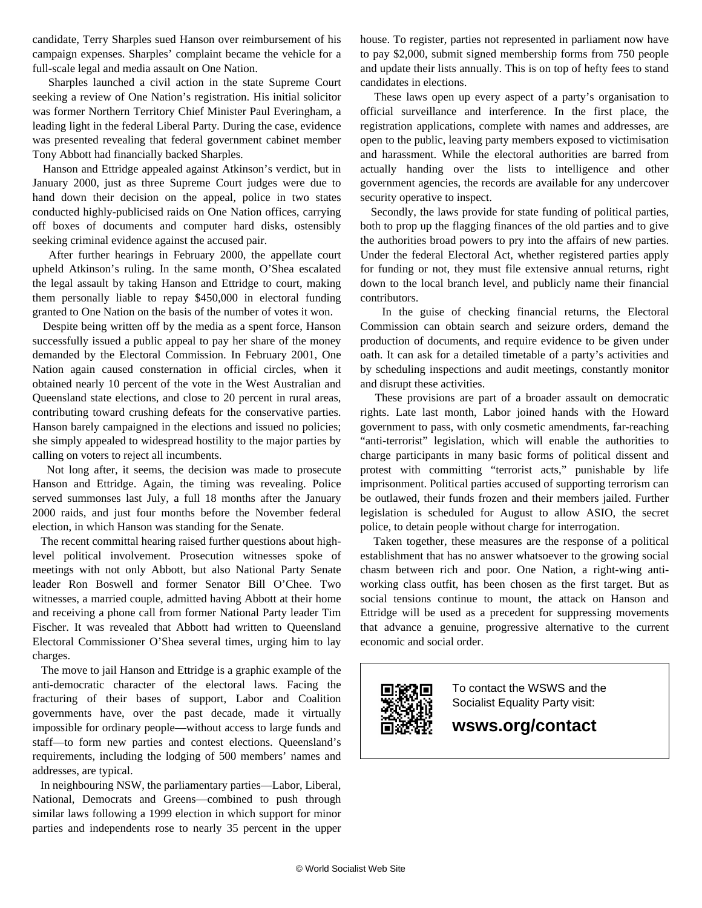candidate, Terry Sharples sued Hanson over reimbursement of his campaign expenses. Sharples' complaint became the vehicle for a full-scale legal and media assault on One Nation.

Sharples launched a civil action in the state Supreme Court seeking a review of One Nation's registration. His initial solicitor was former Northern Territory Chief Minister Paul Everingham, a leading light in the federal Liberal Party. During the case, evidence was presented revealing that federal government cabinet member Tony Abbott had financially backed Sharples.

Hanson and Ettridge appealed against Atkinson's verdict, but in January 2000, just as three Supreme Court judges were due to hand down their decision on the appeal, police in two states conducted highly-publicised raids on One Nation offices, carrying off boxes of documents and computer hard disks, ostensibly seeking criminal evidence against the accused pair.

After further hearings in February 2000, the appellate court upheld Atkinson's ruling. In the same month, O'Shea escalated the legal assault by taking Hanson and Ettridge to court, making them personally liable to repay $450,000 in electoral funding granted to One Nation on the basis of the number of votes it won.

Despite being written off by the media as a spent force, Hanson successfully issued a public appeal to pay her share of the money demanded by the Electoral Commission. In February 2001, One Nation again caused consternation in official circles, when it obtained nearly 10 percent of the vote in the West Australian and Queensland state elections, and close to 20 percent in rural areas, contributing toward crushing defeats for the conservative parties. Hanson barely campaigned in the elections and issued no policies; she simply appealed to widespread hostility to the major parties by calling on voters to reject all incumbents.

Not long after, it seems, the decision was made to prosecute Hanson and Ettridge. Again, the timing was revealing. Police served summonses last July, a full 18 months after the January 2000 raids, and just four months before the November federal election, in which Hanson was standing for the Senate.

The recent committal hearing raised further questions about high-level political involvement. Prosecution witnesses spoke of meetings with not only Abbott, but also National Party Senate leader Ron Boswell and former Senator Bill O'Chee. Two witnesses, a married couple, admitted having Abbott at their home and receiving a phone call from former National Party leader Tim Fischer. It was revealed that Abbott had written to Queensland Electoral Commissioner O'Shea several times, urging him to lay charges.

The move to jail Hanson and Ettridge is a graphic example of the anti-democratic character of the electoral laws. Facing the fracturing of their bases of support, Labor and Coalition governments have, over the past decade, made it virtually impossible for ordinary people—without access to large funds and staff—to form new parties and contest elections. Queensland's requirements, including the lodging of 500 members' names and addresses, are typical.

In neighbouring NSW, the parliamentary parties—Labor, Liberal, National, Democrats and Greens—combined to push through similar laws following a 1999 election in which support for minor parties and independents rose to nearly 35 percent in the upper house. To register, parties not represented in parliament now have to pay $2,000, submit signed membership forms from 750 people and update their lists annually. This is on top of hefty fees to stand candidates in elections.

These laws open up every aspect of a party's organisation to official surveillance and interference. In the first place, the registration applications, complete with names and addresses, are open to the public, leaving party members exposed to victimisation and harassment. While the electoral authorities are barred from actually handing over the lists to intelligence and other government agencies, the records are available for any undercover security operative to inspect.

Secondly, the laws provide for state funding of political parties, both to prop up the flagging finances of the old parties and to give the authorities broad powers to pry into the affairs of new parties. Under the federal Electoral Act, whether registered parties apply for funding or not, they must file extensive annual returns, right down to the local branch level, and publicly name their financial contributors.

In the guise of checking financial returns, the Electoral Commission can obtain search and seizure orders, demand the production of documents, and require evidence to be given under oath. It can ask for a detailed timetable of a party's activities and by scheduling inspections and audit meetings, constantly monitor and disrupt these activities.

These provisions are part of a broader assault on democratic rights. Late last month, Labor joined hands with the Howard government to pass, with only cosmetic amendments, far-reaching "anti-terrorist" legislation, which will enable the authorities to charge participants in many basic forms of political dissent and protest with committing "terrorist acts," punishable by life imprisonment. Political parties accused of supporting terrorism can be outlawed, their funds frozen and their members jailed. Further legislation is scheduled for August to allow ASIO, the secret police, to detain people without charge for interrogation.

Taken together, these measures are the response of a political establishment that has no answer whatsoever to the growing social chasm between rich and poor. One Nation, a right-wing anti-working class outfit, has been chosen as the first target. But as social tensions continue to mount, the attack on Hanson and Ettridge will be used as a precedent for suppressing movements that advance a genuine, progressive alternative to the current economic and social order.

To contact the WSWS and the Socialist Equality Party visit:

**wsws.org/contact**